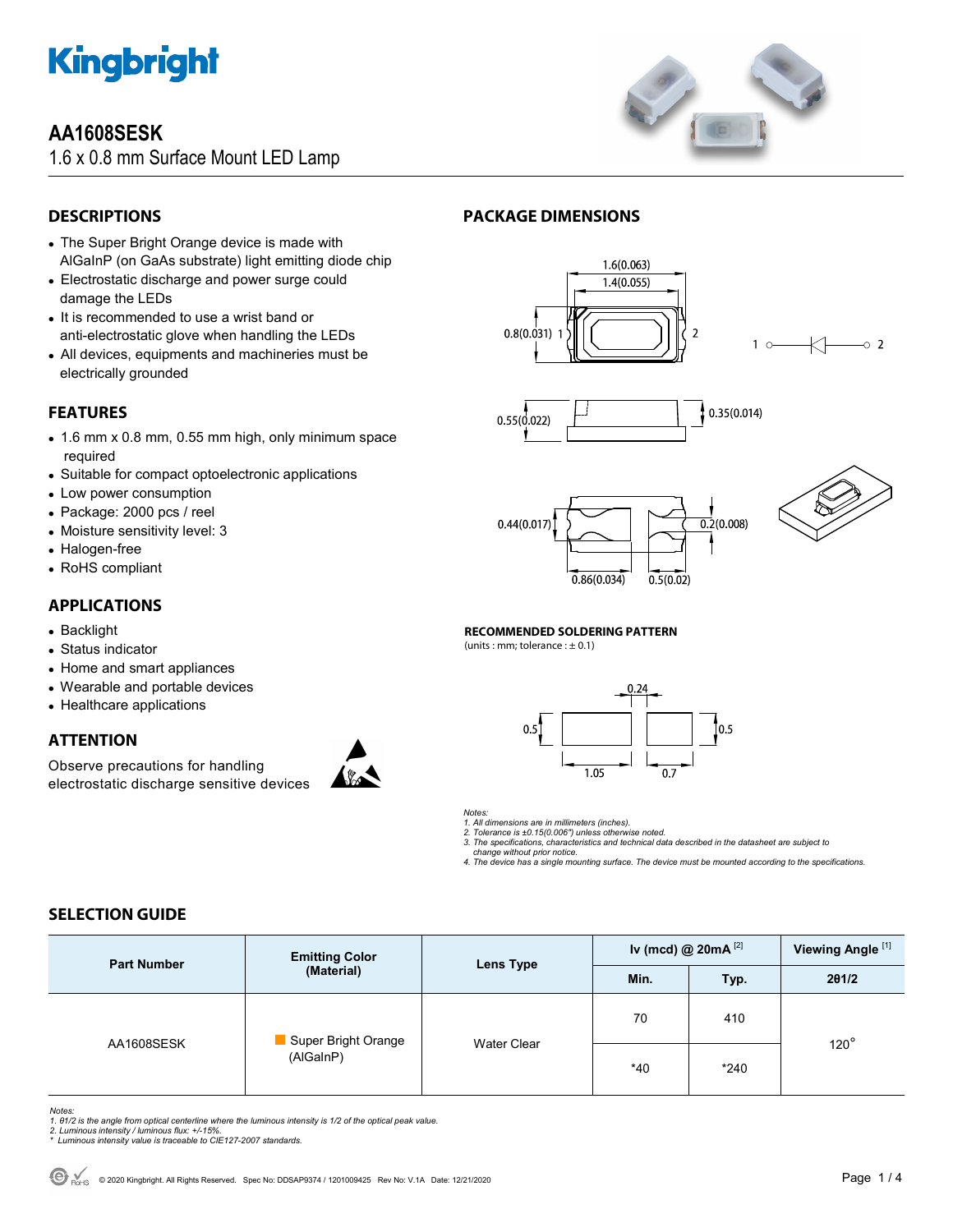# Kingbright

## AA1608SESK

1.6 x 0.8 mm Surface Mount LED Lamp

## DESCRIPTIONS

- The Super Bright Orange device is made with AlGaInP (on GaAs substrate) light emitting diode chip
- Electrostatic discharge and power surge could damage the LEDs
- It is recommended to use a wrist band or anti-electrostatic glove when handling the LEDs
- All devices, equipments and machineries must be electrically grounded

## FEATURES

- 1.6 mm x 0.8 mm, 0.55 mm high, only minimum space required
- Suitable for compact optoelectronic applications
- Low power consumption
- Package: 2000 pcs / reel
- Moisture sensitivity level: 3
- Halogen-free
- RoHS compliant

## APPLICATIONS

- Backlight
- Status indicator
- Home and smart appliances
- Wearable and portable devices
- Healthcare applications

## ATTENTION

Observe precautions for handling electrostatic discharge sensitive devices

## PACKAGE DIMENSIONS

1.6(0.063)
1.4(0.055)
0.8(0.031) 1 2
1 2
0.55(0.022) 0.35(0.014)
0.44(0.017) 0.2(0.008)
0.86(0.034) 0.5(0.02)

**RECOMMENDED SOLDERING PATTERN**
(units : mm; tolerance : ± 0.1)

0.24
0.5 0.5
1.05 0.7

*Notes:*
*1. All dimensions are in millimeters (inches).*
*2. Tolerance is ±0.15(0.006") unless otherwise noted.*
*3. The specifications, characteristics and technical data described in the datasheet are subject to change without prior notice.*
*4. The device has a single mounting surface. The device must be mounted according to the specifications.*

## SELECTION GUIDE

| Part Number | Emitting Color (Material) | Lens Type | Iv (mcd) @ 20mA [2] | | Viewing Angle [1] |
|---|---|---|---|---|---|
| | | | Min. | Typ. | 2θ1/2 |
| AA1608SESK | Super Bright Orange (AlGaInP) | Water Clear | 70 | 410 | 120° |
| | | | *40 | *240 | |

*Notes:*
*1. θ1/2 is the angle from optical centerline where the luminous intensity is 1/2 of the optical peak value.*
*2. Luminous intensity / luminous flux: +/-15%.*
*\* Luminous intensity value is traceable to CIE127-2007 standards.*

© 2020 Kingbright. All Rights Reserved. Spec No: DDSAP9374 / 1201009425 Rev No: V.1A Date: 12/21/2020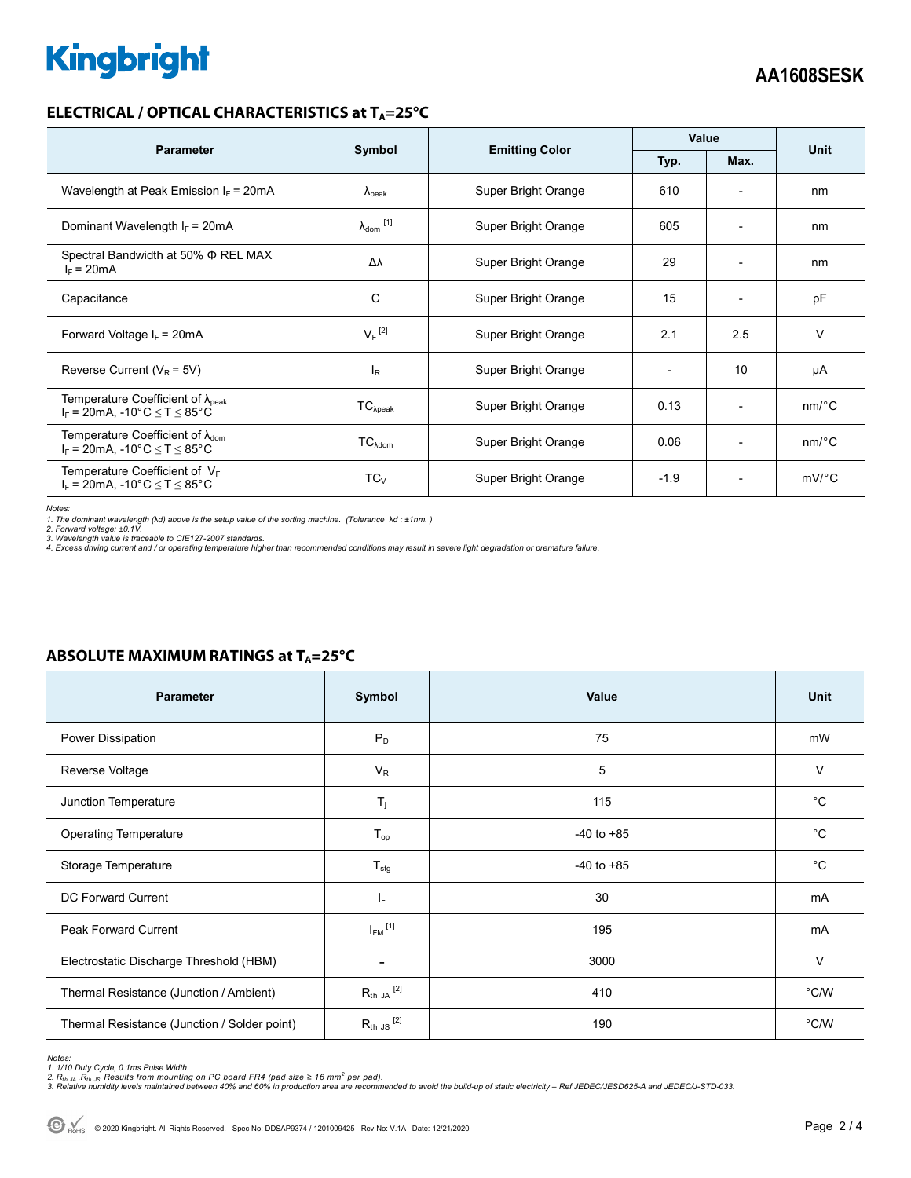## ELECTRICAL / OPTICAL CHARACTERISTICS at $T_A$=25°C

| Parameter | Symbol | Emitting Color | Value | | Unit |
|---|---|---|---|---|---|
| | | | Typ. | Max. | |
| Wavelength at Peak Emission $I_F$ = 20mA | $\lambda_{peak}$ | Super Bright Orange | 610 | - | nm |
| Dominant Wavelength $I_F$ = 20mA | $\lambda_{dom}$ [1] | Super Bright Orange | 605 | - | nm |
| Spectral Bandwidth at 50% Φ REL MAX $I_F$ = 20mA | Δλ | Super Bright Orange | 29 | - | nm |
| Capacitance | C | Super Bright Orange | 15 | - | pF |
| Forward Voltage $I_F$ = 20mA | $V_F$ [2] | Super Bright Orange | 2.1 | 2.5 | V |
| Reverse Current ($V_R$ = 5V) | $I_R$ | Super Bright Orange | - | 10 | μA |
| Temperature Coefficient of $\lambda_{peak}$ $I_F$ = 20mA, -10°C ≤ T ≤ 85°C | $TC_{\lambda peak}$ | Super Bright Orange | 0.13 | - | nm/°C |
| Temperature Coefficient of $\lambda_{dom}$ $I_F$ = 20mA, -10°C ≤ T ≤ 85°C | $TC_{\lambda dom}$ | Super Bright Orange | 0.06 | - | nm/°C |
| Temperature Coefficient of $V_F$ $I_F$ = 20mA, -10°C ≤ T ≤ 85°C | $TC_V$ | Super Bright Orange | -1.9 | - | mV/°C |

*Notes:*
*1. The dominant wavelength (λd) above is the setup value of the sorting machine. (Tolerance λd : ±1nm. )*
*2. Forward voltage: ±0.1V.*
*3. Wavelength value is traceable to CIE127-2007 standards.*
*4. Excess driving current and / or operating temperature higher than recommended conditions may result in severe light degradation or premature failure.*

## ABSOLUTE MAXIMUM RATINGS at $T_A$=25°C

| Parameter | Symbol | Value | Unit |
|---|---|---|---|
| Power Dissipation | $P_D$ | 75 | mW |
| Reverse Voltage | $V_R$ | 5 | V |
| Junction Temperature | $T_j$ | 115 | °C |
| Operating Temperature | $T_{op}$ | -40 to +85 | °C |
| Storage Temperature | $T_{stg}$ | -40 to +85 | °C |
| DC Forward Current | $I_F$ | 30 | mA |
| Peak Forward Current | $I_{FM}$ [1] | 195 | mA |
| Electrostatic Discharge Threshold (HBM) | - | 3000 | V |
| Thermal Resistance (Junction / Ambient) | $R_{th\ JA}$ [2] | 410 | °C/W |
| Thermal Resistance (Junction / Solder point) | $R_{th\ JS}$ [2] | 190 | °C/W |

*Notes:*
*1. 1/10 Duty Cycle, 0.1ms Pulse Width.*
*2. $R_{th\ JA}$ ,$R_{th\ JS}$ Results from mounting on PC board FR4 (pad size ≥ 16 $mm^2$ per pad).*
*3. Relative humidity levels maintained between 40% and 60% in production area are recommended to avoid the build-up of static electricity – Ref JEDEC/JESD625-A and JEDEC/J-STD-033.*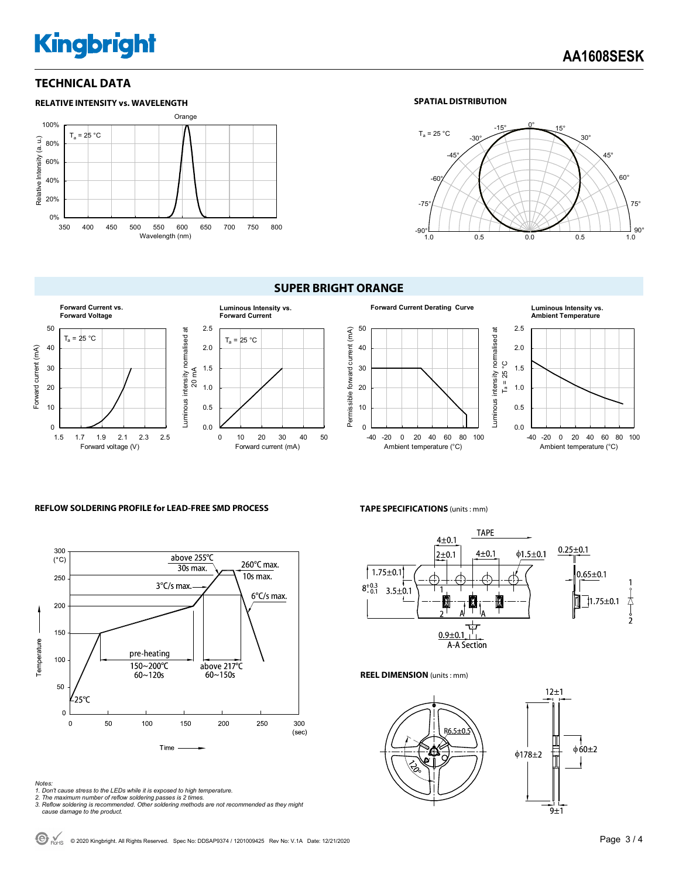## TECHNICAL DATA

### RELATIVE INTENSITY vs. WAVELENGTH

Orange

$T_a$ = 25 °C

Relative Intensity (a.u.)

Wavelength (nm)

### SPATIAL DISTRIBUTION

$T_a$ = 25 °C

## SUPER BRIGHT ORANGE

**Forward Current vs. Forward Voltage**

$T_a$ = 25 °C

Forward current (mA)

Forward voltage (V)

**Luminous Intensity vs. Forward Current**

$T_a$ = 25 °C

Luminous intensity normalised at 20 mA

Forward current (mA)

**Forward Current Derating Curve**

Permissible forward current (mA)

Ambient temperature (°C)

**Luminous Intensity vs. Ambient Temperature**

Luminous intensity normalised at $T_a$ = 25 °C

Ambient temperature (°C)

### REFLOW SOLDERING PROFILE for LEAD-FREE SMD PROCESS

Temperature (°C); Time (sec)

- 25°C
- pre-heating 150~200°C 60~120s
- 3°C/s max.
- above 217°C 60~150s
- above 255°C 30s max.
- 260°C max. 10s max.
- 6°C/s max.

*Notes:*
*1. Don't cause stress to the LEDs while it is exposed to high temperature.*
*2. The maximum number of reflow soldering passes is 2 times.*
*3. Reflow soldering is recommended. Other soldering methods are not recommended as they might cause damage to the product.*

### TAPE SPECIFICATIONS (units : mm)

TAPE: 4±0.1, 2±0.1, 4±0.1, ϕ1.5±0.1, 1.75±0.1, $8^{+0.3}_{-0.1}$, 3.5±0.1, 0.9±0.1, A-A Section, 0.25±0.1, 0.65±0.1, 1.75±0.1

### REEL DIMENSION (units : mm)

R6.5±0.5, 120°, ϕ178±2, 12±1, ϕ60±2, 9±1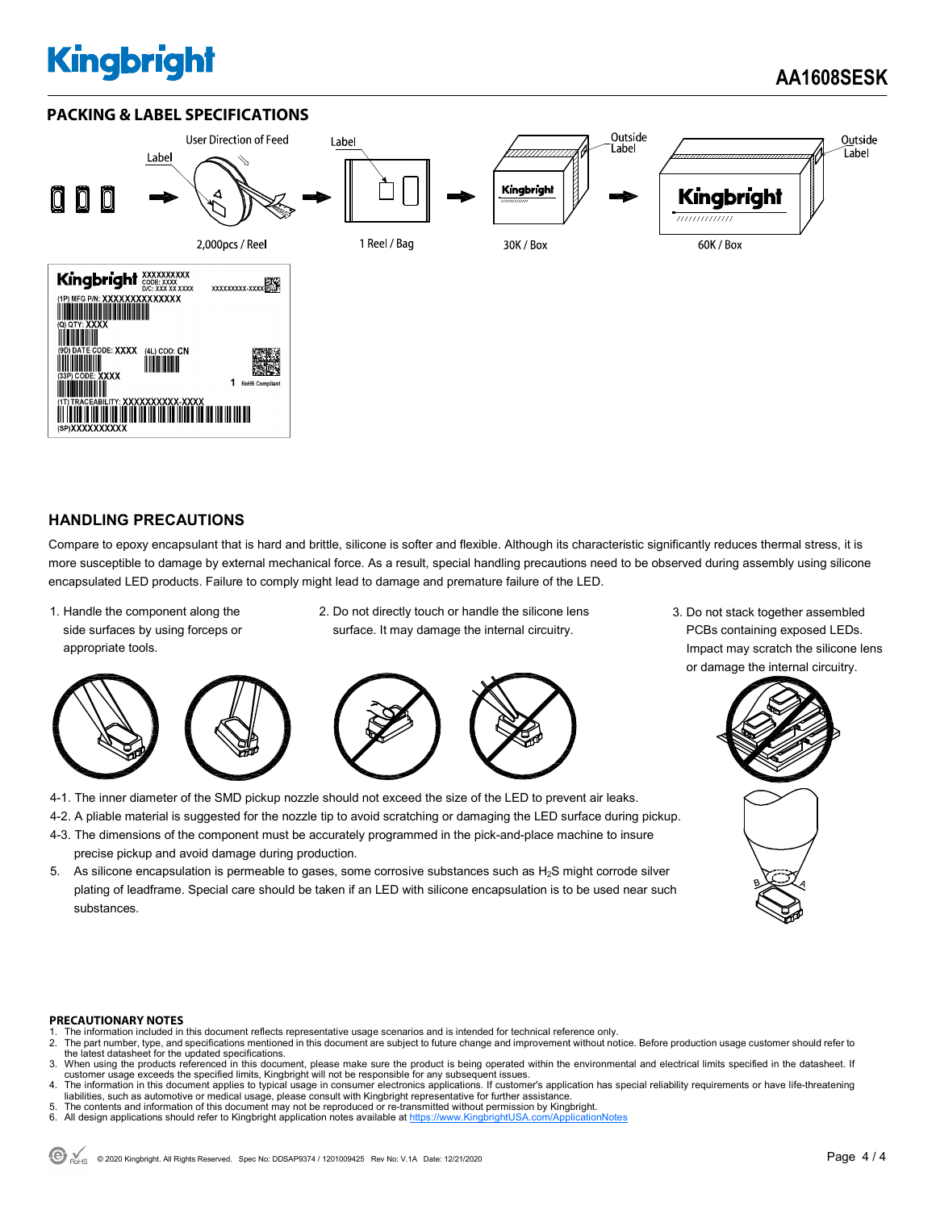## PACKING & LABEL SPECIFICATIONS

User Direction of Feed

Label

2,000pcs / Reel

Label

1 Reel / Bag

Outside Label

30K / Box

Outside Label

60K / Box

## HANDLING PRECAUTIONS

Compare to epoxy encapsulant that is hard and brittle, silicone is softer and flexible. Although its characteristic significantly reduces thermal stress, it is more susceptible to damage by external mechanical force. As a result, special handling precautions need to be observed during assembly using silicone encapsulated LED products. Failure to comply might lead to damage and premature failure of the LED.

1. Handle the component along the side surfaces by using forceps or appropriate tools.
2. Do not directly touch or handle the silicone lens surface. It may damage the internal circuitry.
3. Do not stack together assembled PCBs containing exposed LEDs. Impact may scratch the silicone lens or damage the internal circuitry.

4-1. The inner diameter of the SMD pickup nozzle should not exceed the size of the LED to prevent air leaks.

4-2. A pliable material is suggested for the nozzle tip to avoid scratching or damaging the LED surface during pickup.

4-3. The dimensions of the component must be accurately programmed in the pick-and-place machine to insure precise pickup and avoid damage during production.

5. As silicone encapsulation is permeable to gases, some corrosive substances such as $H_2S$ might corrode silver plating of leadframe. Special care should be taken if an LED with silicone encapsulation is to be used near such substances.

### PRECAUTIONARY NOTES

1. The information included in this document reflects representative usage scenarios and is intended for technical reference only.
2. The part number, type, and specifications mentioned in this document are subject to future change and improvement without notice. Before production usage customer should refer to the latest datasheet for the updated specifications.
3. When using the products referenced in this document, please make sure the product is being operated within the environmental and electrical limits specified in the datasheet. If customer usage exceeds the specified limits, Kingbright will not be responsible for any subsequent issues.
4. The information in this document applies to typical usage in consumer electronics applications. If customer's application has special reliability requirements or have life-threatening liabilities, such as automotive or medical usage, please consult with Kingbright representative for further assistance.
5. The contents and information of this document may not be reproduced or re-transmitted without permission by Kingbright.
6. All design applications should refer to Kingbright application notes available at https://www.KingbrightUSA.com/ApplicationNotes

© 2020 Kingbright. All Rights Reserved. Spec No: DDSAP9374 / 1201009425 Rev No: V.1A Date: 12/21/2020